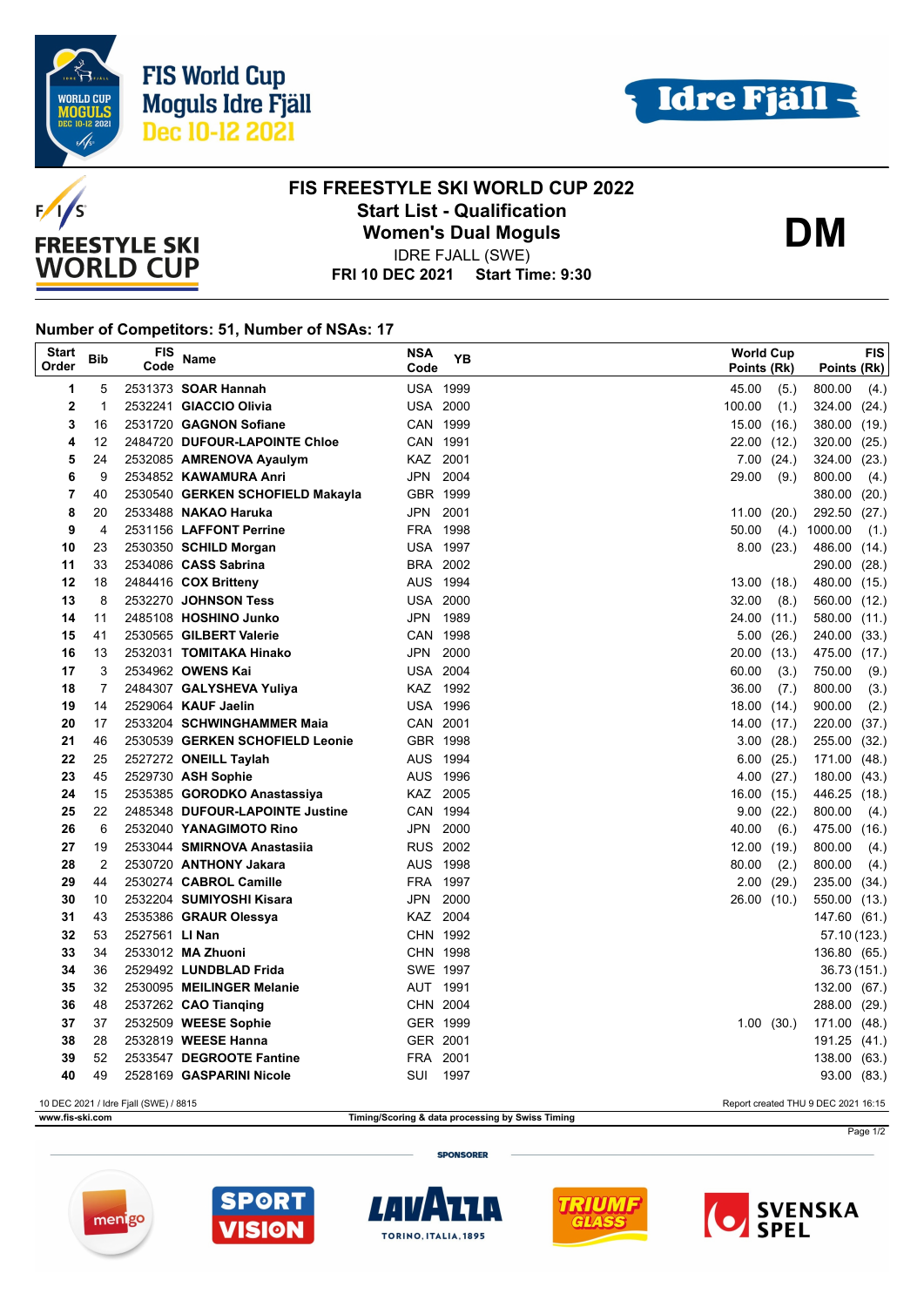FIS World Cup
Moguls Idre Fjäll
Dec 10-12 2021

# FIS FREESTYLE SKI WORLD CUP 2022

## Start List - Qualification

## Women's Dual Moguls

**DM**

IDRE FJALL (SWE)

**FRI 10 DEC 2021 Start Time: 9:30**

### Number of Competitors: 51, Number of NSAs: 17

| Start Order | Bib | FIS Code | Name | NSA Code | YB | World Cup Points (Rk) | FIS Points (Rk) |
|---|---|---|---|---|---|---|---|
| 1 | 5 | 2531373 | **SOAR Hannah** | USA | 1999 | 45.00 (5.) | 800.00 (4.) |
| 2 | 1 | 2532241 | **GIACCIO Olivia** | USA | 2000 | 100.00 (1.) | 324.00 (24.) |
| 3 | 16 | 2531720 | **GAGNON Sofiane** | CAN | 1999 | 15.00 (16.) | 380.00 (19.) |
| 4 | 12 | 2484720 | **DUFOUR-LAPOINTE Chloe** | CAN | 1991 | 22.00 (12.) | 320.00 (25.) |
| 5 | 24 | 2532085 | **AMRENOVA Ayaulym** | KAZ | 2001 | 7.00 (24.) | 324.00 (23.) |
| 6 | 9 | 2534852 | **KAWAMURA Anri** | JPN | 2004 | 29.00 (9.) | 800.00 (4.) |
| 7 | 40 | 2530540 | **GERKEN SCHOFIELD Makayla** | GBR | 1999 | | 380.00 (20.) |
| 8 | 20 | 2533488 | **NAKAO Haruka** | JPN | 2001 | 11.00 (20.) | 292.50 (27.) |
| 9 | 4 | 2531156 | **LAFFONT Perrine** | FRA | 1998 | 50.00 (4.) | 1000.00 (1.) |
| 10 | 23 | 2530350 | **SCHILD Morgan** | USA | 1997 | 8.00 (23.) | 486.00 (14.) |
| 11 | 33 | 2534086 | **CASS Sabrina** | BRA | 2002 | | 290.00 (28.) |
| 12 | 18 | 2484416 | **COX Britteny** | AUS | 1994 | 13.00 (18.) | 480.00 (15.) |
| 13 | 8 | 2532270 | **JOHNSON Tess** | USA | 2000 | 32.00 (8.) | 560.00 (12.) |
| 14 | 11 | 2485108 | **HOSHINO Junko** | JPN | 1989 | 24.00 (11.) | 580.00 (11.) |
| 15 | 41 | 2530565 | **GILBERT Valerie** | CAN | 1998 | 5.00 (26.) | 240.00 (33.) |
| 16 | 13 | 2532031 | **TOMITAKA Hinako** | JPN | 2000 | 20.00 (13.) | 475.00 (17.) |
| 17 | 3 | 2534962 | **OWENS Kai** | USA | 2004 | 60.00 (3.) | 750.00 (9.) |
| 18 | 7 | 2484307 | **GALYSHEVA Yuliya** | KAZ | 1992 | 36.00 (7.) | 800.00 (3.) |
| 19 | 14 | 2529064 | **KAUF Jaelin** | USA | 1996 | 18.00 (14.) | 900.00 (2.) |
| 20 | 17 | 2533204 | **SCHWINGHAMMER Maia** | CAN | 2001 | 14.00 (17.) | 220.00 (37.) |
| 21 | 46 | 2530539 | **GERKEN SCHOFIELD Leonie** | GBR | 1998 | 3.00 (28.) | 255.00 (32.) |
| 22 | 25 | 2527272 | **ONEILL Taylah** | AUS | 1994 | 6.00 (25.) | 171.00 (48.) |
| 23 | 45 | 2529730 | **ASH Sophie** | AUS | 1996 | 4.00 (27.) | 180.00 (43.) |
| 24 | 15 | 2535385 | **GORODKO Anastassiya** | KAZ | 2005 | 16.00 (15.) | 446.25 (18.) |
| 25 | 22 | 2485348 | **DUFOUR-LAPOINTE Justine** | CAN | 1994 | 9.00 (22.) | 800.00 (4.) |
| 26 | 6 | 2532040 | **YANAGIMOTO Rino** | JPN | 2000 | 40.00 (6.) | 475.00 (16.) |
| 27 | 19 | 2533044 | **SMIRNOVA Anastasiia** | RUS | 2002 | 12.00 (19.) | 800.00 (4.) |
| 28 | 2 | 2530720 | **ANTHONY Jakara** | AUS | 1998 | 80.00 (2.) | 800.00 (4.) |
| 29 | 44 | 2530274 | **CABROL Camille** | FRA | 1997 | 2.00 (29.) | 235.00 (34.) |
| 30 | 10 | 2532204 | **SUMIYOSHI Kisara** | JPN | 2000 | 26.00 (10.) | 550.00 (13.) |
| 31 | 43 | 2535386 | **GRAUR Olessya** | KAZ | 2004 | | 147.60 (61.) |
| 32 | 53 | 2527561 | **LI Nan** | CHN | 1992 | | 57.10 (123.) |
| 33 | 34 | 2533012 | **MA Zhuoni** | CHN | 1998 | | 136.80 (65.) |
| 34 | 36 | 2529492 | **LUNDBLAD Frida** | SWE | 1997 | | 36.73 (151.) |
| 35 | 32 | 2530095 | **MEILINGER Melanie** | AUT | 1991 | | 132.00 (67.) |
| 36 | 48 | 2537262 | **CAO Tianqing** | CHN | 2004 | | 288.00 (29.) |
| 37 | 37 | 2532509 | **WEESE Sophie** | GER | 1999 | 1.00 (30.) | 171.00 (48.) |
| 38 | 28 | 2532819 | **WEESE Hanna** | GER | 2001 | | 191.25 (41.) |
| 39 | 52 | 2533547 | **DEGROOTE Fantine** | FRA | 2001 | | 138.00 (63.) |
| 40 | 49 | 2528169 | **GASPARINI Nicole** | SUI | 1997 | | 93.00 (83.) |

10 DEC 2021 / Idre Fjall (SWE) / 8815

Report created THU 9 DEC 2021 16:15

www.fis-ski.com

Timing/Scoring & data processing by Swiss Timing

SPONSORER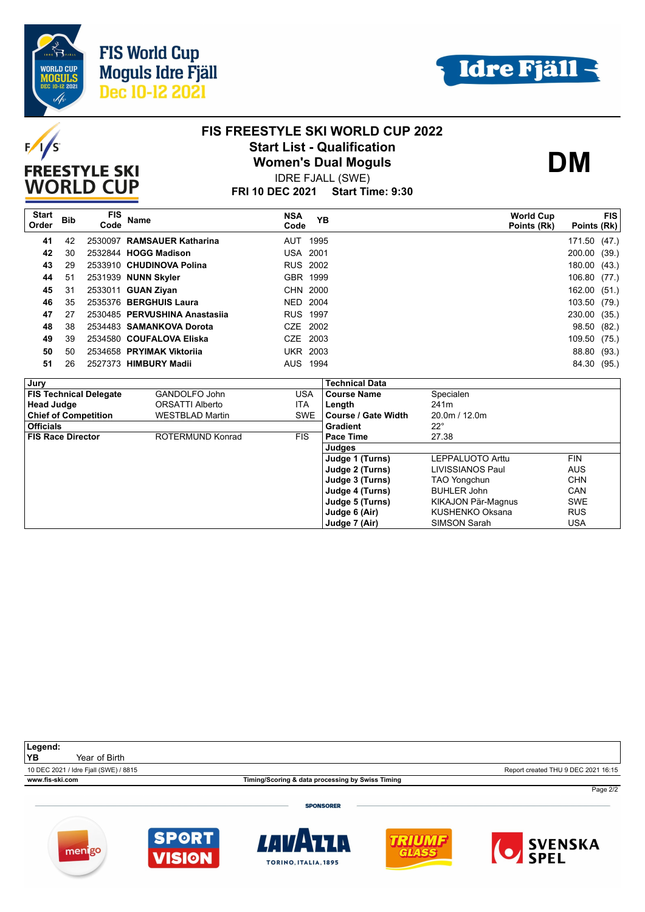FIS World Cup Moguls Idre Fjäll Dec 10-12 2021

Idre Fjäll

# FIS FREESTYLE SKI WORLD CUP 2022

## Start List - Qualification

## Women's Dual Moguls

**DM**

IDRE FJALL (SWE)

**FRI 10 DEC 2021 Start Time: 9:30**

| Start Order | Bib | FIS Code | Name | NSA Code | YB | World Cup Points (Rk) | FIS Points (Rk) |
|---|---|---|---|---|---|---|---|
| 41 | 42 | 2530097 | **RAMSAUER Katharina** | AUT | 1995 | | 171.50 (47.) |
| 42 | 30 | 2532844 | **HOGG Madison** | USA | 2001 | | 200.00 (39.) |
| 43 | 29 | 2533910 | **CHUDINOVA Polina** | RUS | 2002 | | 180.00 (43.) |
| 44 | 51 | 2531939 | **NUNN Skyler** | GBR | 1999 | | 106.80 (77.) |
| 45 | 31 | 2533011 | **GUAN Ziyan** | CHN | 2000 | | 162.00 (51.) |
| 46 | 35 | 2535376 | **BERGHUIS Laura** | NED | 2004 | | 103.50 (79.) |
| 47 | 27 | 2530485 | **PERVUSHINA Anastasiia** | RUS | 1997 | | 230.00 (35.) |
| 48 | 38 | 2534483 | **SAMANKOVA Dorota** | CZE | 2002 | | 98.50 (82.) |
| 49 | 39 | 2534580 | **COUFALOVA Eliska** | CZE | 2003 | | 109.50 (75.) |
| 50 | 50 | 2534658 | **PRYIMAK Viktoriia** | UKR | 2003 | | 88.80 (93.) |
| 51 | 26 | 2527373 | **HIMBURY Madii** | AUS | 1994 | | 84.30 (95.) |

| Jury | | |
|---|---|---|
| **FIS Technical Delegate** | GANDOLFO John | USA |
| **Head Judge** | ORSATTI Alberto | ITA |
| **Chief of Competition** | WESTBLAD Martin | SWE |
| **Officials** | | |
| **FIS Race Director** | ROTERMUND Konrad | FIS |

| Technical Data | | |
|---|---|---|
| **Course Name** | Specialen | |
| **Length** | 241m | |
| **Course / Gate Width** | 20.0m / 12.0m | |
| **Gradient** | 22° | |
| **Pace Time** | 27.38 | |
| **Judges** | | |
| **Judge 1 (Turns)** | LEPPALUOTO Arttu | FIN |
| **Judge 2 (Turns)** | LIVISSIANOS Paul | AUS |
| **Judge 3 (Turns)** | TAO Yongchun | CHN |
| **Judge 4 (Turns)** | BUHLER John | CAN |
| **Judge 5 (Turns)** | KIKAJON Pär-Magnus | SWE |
| **Judge 6 (Air)** | KUSHENKO Oksana | RUS |
| **Judge 7 (Air)** | SIMSON Sarah | USA |

**Legend:**

**YB** Year of Birth

10 DEC 2021 / Idre Fjall (SWE) / 8815

Report created THU 9 DEC 2021 16:15

www.fis-ski.com

Timing/Scoring & data processing by Swiss Timing

SPONSORER

menigo · SPORT VISION · LAVAZZA TORINO, ITALIA, 1895 · TRIUMF GLASS · SVENSKA SPEL